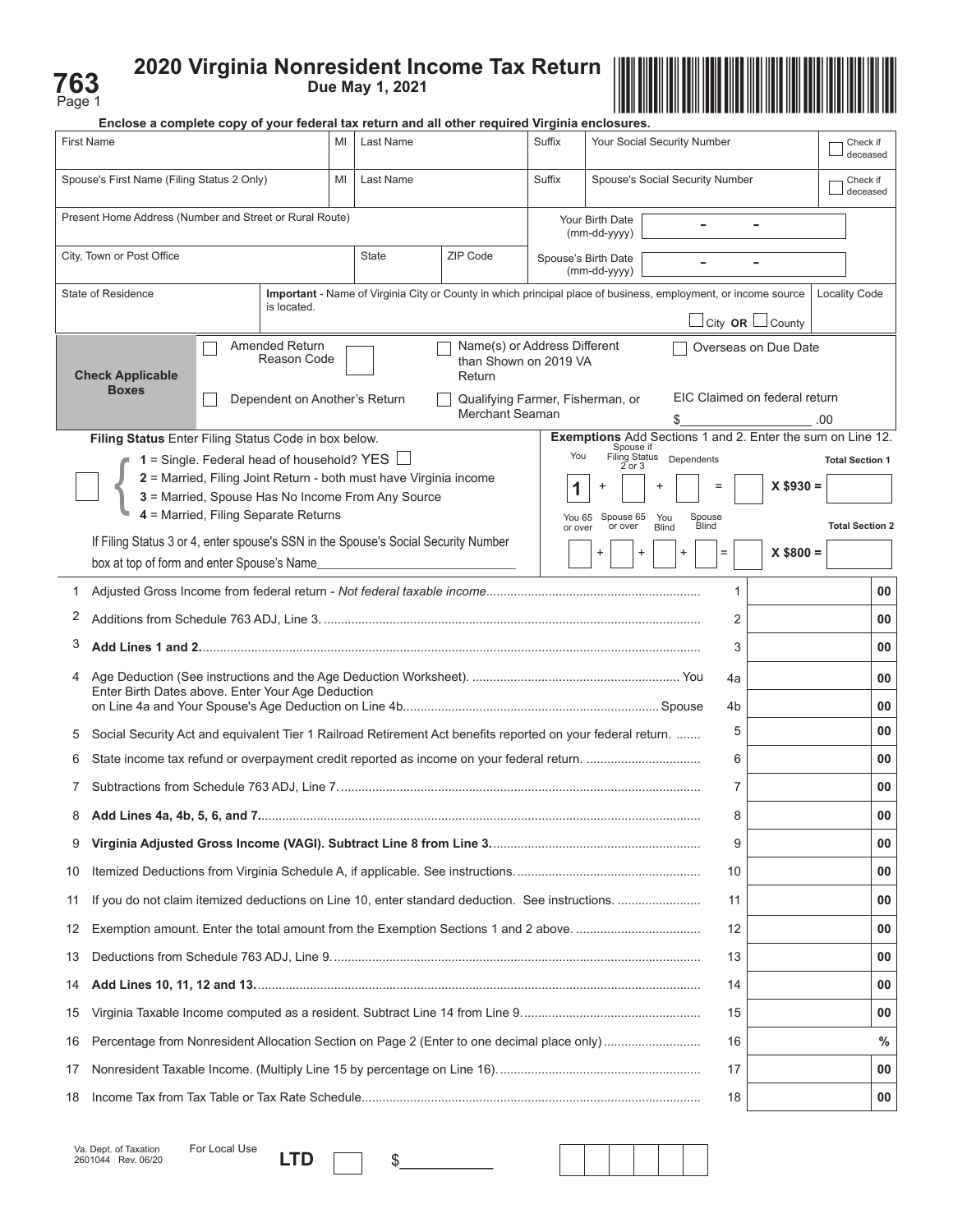# 763

Page 1

## 2020 Virginia Nonresident Income Tax Return

**Due May 1, 2021**

**Enclose a complete copy of your federal tax return and all other required Virginia enclosures.**

| First Name | MI | Last Name | Suffix | Your Social Security Number | Check if deceased |
|---|---|---|---|---|---|
| Spouse's First Name (Filing Status 2 Only) | MI | Last Name | Suffix | Spouse's Social Security Number | Check if deceased |

| Present Home Address (Number and Street or Rural Route) | | | Your Birth Date (mm-dd-yyyy) |
|---|---|---|---|
| City, Town or Post Office | State | ZIP Code | Spouse's Birth Date (mm-dd-yyyy) |

| State of Residence | **Important** - Name of Virginia City or County in which principal place of business, employment, or income source is located. ☐ City **OR** ☐ County | Locality Code |
|---|---|---|

**Check Applicable Boxes**

- ☐ Amended Return Reason Code
- ☐ Name(s) or Address Different than Shown on 2019 VA Return
- ☐ Overseas on Due Date
- ☐ Dependent on Another's Return
- ☐ Qualifying Farmer, Fisherman, or Merchant Seaman
- EIC Claimed on federal return $__________ .00

**Filing Status** Enter Filing Status Code in box below.

- **1** = Single. Federal head of household? YES ☐
- **2** = Married, Filing Joint Return - both must have Virginia income
- **3** = Married, Spouse Has No Income From Any Source
- **4** = Married, Filing Separate Returns

If Filing Status 3 or 4, enter spouse's SSN in the Spouse's Social Security Number box at top of form and enter Spouse's Name______________________________

**Exemptions** Add Sections 1 and 2. Enter the sum on Line 12.

| You | Spouse if Filing Status 2 or 3 | Dependents | | | Total Section 1 |
|---|---|---|---|---|---|
| 1 | + | + | = | X $930 = | |

| You 65 or over | Spouse 65 or over | You Blind | Spouse Blind | | Total Section 2 |
|---|---|---|---|---|---|
| | + | + | + | = X $800 = | |

| | | | |
|---|---|---|---|
| 1 | Adjusted Gross Income from federal return - *Not federal taxable income* | 1 | 00 |
| 2 | Additions from Schedule 763 ADJ, Line 3 | 2 | 00 |
| 3 | **Add Lines 1 and 2.** | 3 | 00 |
| 4 | Age Deduction (See instructions and the Age Deduction Worksheet). You | 4a | 00 |
| | Enter Birth Dates above. Enter Your Age Deduction on Line 4a and Your Spouse's Age Deduction on Line 4b. Spouse | 4b | 00 |
| 5 | Social Security Act and equivalent Tier 1 Railroad Retirement Act benefits reported on your federal return. | 5 | 00 |
| 6 | State income tax refund or overpayment credit reported as income on your federal return. | 6 | 00 |
| 7 | Subtractions from Schedule 763 ADJ, Line 7 | 7 | 00 |
| 8 | **Add Lines 4a, 4b, 5, 6, and 7.** | 8 | 00 |
| 9 | **Virginia Adjusted Gross Income (VAGI). Subtract Line 8 from Line 3.** | 9 | 00 |
| 10 | Itemized Deductions from Virginia Schedule A, if applicable. See instructions. | 10 | 00 |
| 11 | If you do not claim itemized deductions on Line 10, enter standard deduction. See instructions. | 11 | 00 |
| 12 | Exemption amount. Enter the total amount from the Exemption Sections 1 and 2 above. | 12 | 00 |
| 13 | Deductions from Schedule 763 ADJ, Line 9 | 13 | 00 |
| 14 | **Add Lines 10, 11, 12 and 13.** | 14 | 00 |
| 15 | Virginia Taxable Income computed as a resident. Subtract Line 14 from Line 9. | 15 | 00 |
| 16 | Percentage from Nonresident Allocation Section on Page 2 (Enter to one decimal place only) | 16 | % |
| 17 | Nonresident Taxable Income. (Multiply Line 15 by percentage on Line 16). | 17 | 00 |
| 18 | Income Tax from Tax Table or Tax Rate Schedule | 18 | 00 |

Va. Dept. of Taxation 2601044 Rev. 06/20

For Local Use **LTD** ☐ $__________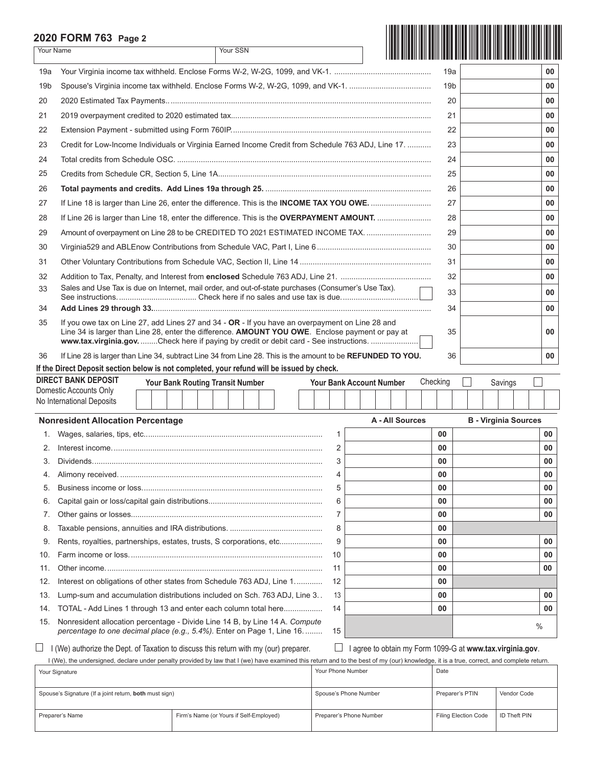## 2020 FORM 763 Page 2

| Your Name | Your SSN |
|---|---|
| | |

| | | | |
|---|---|---|---|
| 19a | Your Virginia income tax withheld. Enclose Forms W-2, W-2G, 1099, and VK-1. | 19a | 00 |
| 19b | Spouse's Virginia income tax withheld. Enclose Forms W-2, W-2G, 1099, and VK-1. | 19b | 00 |
| 20 | 2020 Estimated Tax Payments. | 20 | 00 |
| 21 | 2019 overpayment credited to 2020 estimated tax. | 21 | 00 |
| 22 | Extension Payment - submitted using Form 760IP. | 22 | 00 |
| 23 | Credit for Low-Income Individuals or Virginia Earned Income Credit from Schedule 763 ADJ, Line 17. | 23 | 00 |
| 24 | Total credits from Schedule OSC. | 24 | 00 |
| 25 | Credits from Schedule CR, Section 5, Line 1A. | 25 | 00 |
| 26 | **Total payments and credits. Add Lines 19a through 25.** | 26 | 00 |
| 27 | If Line 18 is larger than Line 26, enter the difference. This is the **INCOME TAX YOU OWE.** | 27 | 00 |
| 28 | If Line 26 is larger than Line 18, enter the difference. This is the **OVERPAYMENT AMOUNT.** | 28 | 00 |
| 29 | Amount of overpayment on Line 28 to be CREDITED TO 2021 ESTIMATED INCOME TAX. | 29 | 00 |
| 30 | Virginia529 and ABLEnow Contributions from Schedule VAC, Part I, Line 6 | 30 | 00 |
| 31 | Other Voluntary Contributions from Schedule VAC, Section II, Line 14 | 31 | 00 |
| 32 | Addition to Tax, Penalty, and Interest from **enclosed** Schedule 763 ADJ, Line 21. | 32 | 00 |
| 33 | Sales and Use Tax is due on Internet, mail order, and out-of-state purchases (Consumer's Use Tax). See instructions. Check here if no sales and use tax is due. ☐ | 33 | 00 |
| 34 | **Add Lines 29 through 33.** | 34 | 00 |
| 35 | If you owe tax on Line 27, add Lines 27 and 34 - **OR** - If you have an overpayment on Line 28 and Line 34 is larger than Line 28, enter the difference. **AMOUNT YOU OWE**. Enclose payment or pay at **www.tax.virginia.gov.** Check here if paying by credit or debit card - See instructions. ☐ | 35 | 00 |
| 36 | If Line 28 is larger than Line 34, subtract Line 34 from Line 28. This is the amount to be **REFUNDED TO YOU.** | 36 | 00 |

**If the Direct Deposit section below is not completed, your refund will be issued by check.**

**DIRECT BANK DEPOSIT** Domestic Accounts Only No International Deposits — **Your Bank Routing Transit Number** — **Your Bank Account Number** — Checking ☐ Savings ☐

### Nonresident Allocation Percentage

| | | | A - All Sources | B - Virginia Sources |
|---|---|---|---|---|
| 1. | Wages, salaries, tips, etc. | 1 | 00 | 00 |
| 2. | Interest income. | 2 | 00 | 00 |
| 3. | Dividends. | 3 | 00 | 00 |
| 4. | Alimony received. | 4 | 00 | 00 |
| 5. | Business income or loss. | 5 | 00 | 00 |
| 6. | Capital gain or loss/capital gain distributions. | 6 | 00 | 00 |
| 7. | Other gains or losses. | 7 | 00 | 00 |
| 8. | Taxable pensions, annuities and IRA distributions. | 8 | 00 | |
| 9. | Rents, royalties, partnerships, estates, trusts, S corporations, etc. | 9 | 00 | 00 |
| 10. | Farm income or loss. | 10 | 00 | 00 |
| 11. | Other income. | 11 | 00 | 00 |
| 12. | Interest on obligations of other states from Schedule 763 ADJ, Line 1. | 12 | 00 | |
| 13. | Lump-sum and accumulation distributions included on Sch. 763 ADJ, Line 3. | 13 | 00 | 00 |
| 14. | TOTAL - Add Lines 1 through 13 and enter each column total here | 14 | 00 | 00 |
| 15. | Nonresident allocation percentage - Divide Line 14 B, by Line 14 A. *Compute percentage to one decimal place (e.g., 5.4%).* Enter on Page 1, Line 16. | 15 | | % |

☐ I (We) authorize the Dept. of Taxation to discuss this return with my (our) preparer. ☐ I agree to obtain my Form 1099-G at **www.tax.virginia.gov**.

I (We), the undersigned, declare under penalty provided by law that I (we) have examined this return and to the best of my (our) knowledge, it is a true, correct, and complete return.

| | | | | |
|---|---|---|---|---|
| Your Signature | | Your Phone Number | Date | |
| Spouse's Signature (If a joint return, **both** must sign) | | Spouse's Phone Number | Preparer's PTIN | Vendor Code |
| Preparer's Name | Firm's Name (or Yours if Self-Employed) | Preparer's Phone Number | Filing Election Code | ID Theft PIN |